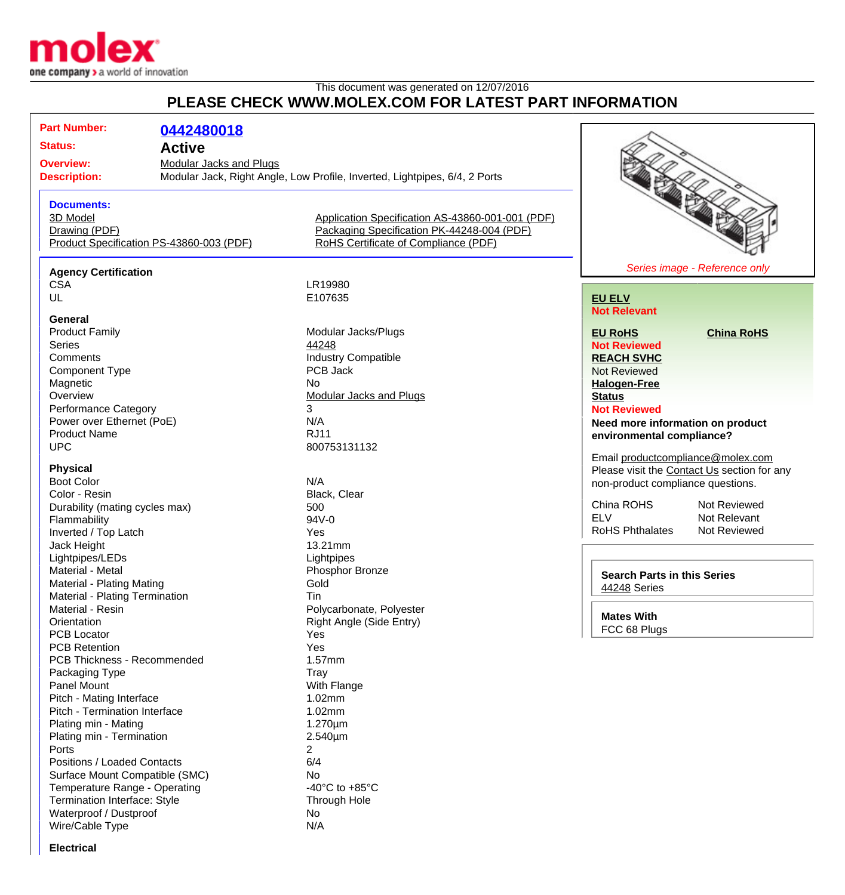This document was generated on 12/07/2016

# PLEASE CHECK WWW.MOLEX.COM FOR LATEST PART INFORMATION

| | |
|---|---|
| **Part Number:** | **0442480018** |
| **Status:** | **Active** |
| **Overview:** | Modular Jacks and Plugs |
| **Description:** | Modular Jack, Right Angle, Low Profile, Inverted, Lightpipes, 6/4, 2 Ports |

**Documents:**

- 3D Model
- Drawing (PDF)
- Product Specification PS-43860-003 (PDF)
- Application Specification AS-43860-001-001 (PDF)
- Packaging Specification PK-44248-004 (PDF)
- RoHS Certificate of Compliance (PDF)

### Agency Certification

| | |
|---|---|
| CSA | LR19980 |
| UL | E107635 |

### General

| | |
|---|---|
| Product Family | Modular Jacks/Plugs |
| Series | 44248 |
| Comments | Industry Compatible |
| Component Type | PCB Jack |
| Magnetic | No |
| Overview | Modular Jacks and Plugs |
| Performance Category | 3 |
| Power over Ethernet (PoE) | N/A |
| Product Name | RJ11 |
| UPC | 800753131132 |

### Physical

| | |
|---|---|
| Boot Color | N/A |
| Color - Resin | Black, Clear |
| Durability (mating cycles max) | 500 |
| Flammability | 94V-0 |
| Inverted / Top Latch | Yes |
| Jack Height | 13.21mm |
| Lightpipes/LEDs | Lightpipes |
| Material - Metal | Phosphor Bronze |
| Material - Plating Mating | Gold |
| Material - Plating Termination | Tin |
| Material - Resin | Polycarbonate, Polyester |
| Orientation | Right Angle (Side Entry) |
| PCB Locator | Yes |
| PCB Retention | Yes |
| PCB Thickness - Recommended | 1.57mm |
| Packaging Type | Tray |
| Panel Mount | With Flange |
| Pitch - Mating Interface | 1.02mm |
| Pitch - Termination Interface | 1.02mm |
| Plating min - Mating | 1.270µm |
| Plating min - Termination | 2.540µm |
| Ports | 2 |
| Positions / Loaded Contacts | 6/4 |
| Surface Mount Compatible (SMC) | No |
| Temperature Range - Operating | -40°C to +85°C |
| Termination Interface: Style | Through Hole |
| Waterproof / Dustproof | No |
| Wire/Cable Type | N/A |

### Electrical

*Series image - Reference only*

**EU ELV**
**Not Relevant**

**EU RoHS** **China RoHS**
**Not Reviewed**

**REACH SVHC**
Not Reviewed

**Halogen-Free Status**
**Not Reviewed**

**Need more information on product environmental compliance?**

Email productcompliance@molex.com
Please visit the Contact Us section for any non-product compliance questions.

| | |
|---|---|
| China ROHS | Not Reviewed |
| ELV | Not Relevant |
| RoHS Phthalates | Not Reviewed |

**Search Parts in this Series**
44248 Series

**Mates With**
FCC 68 Plugs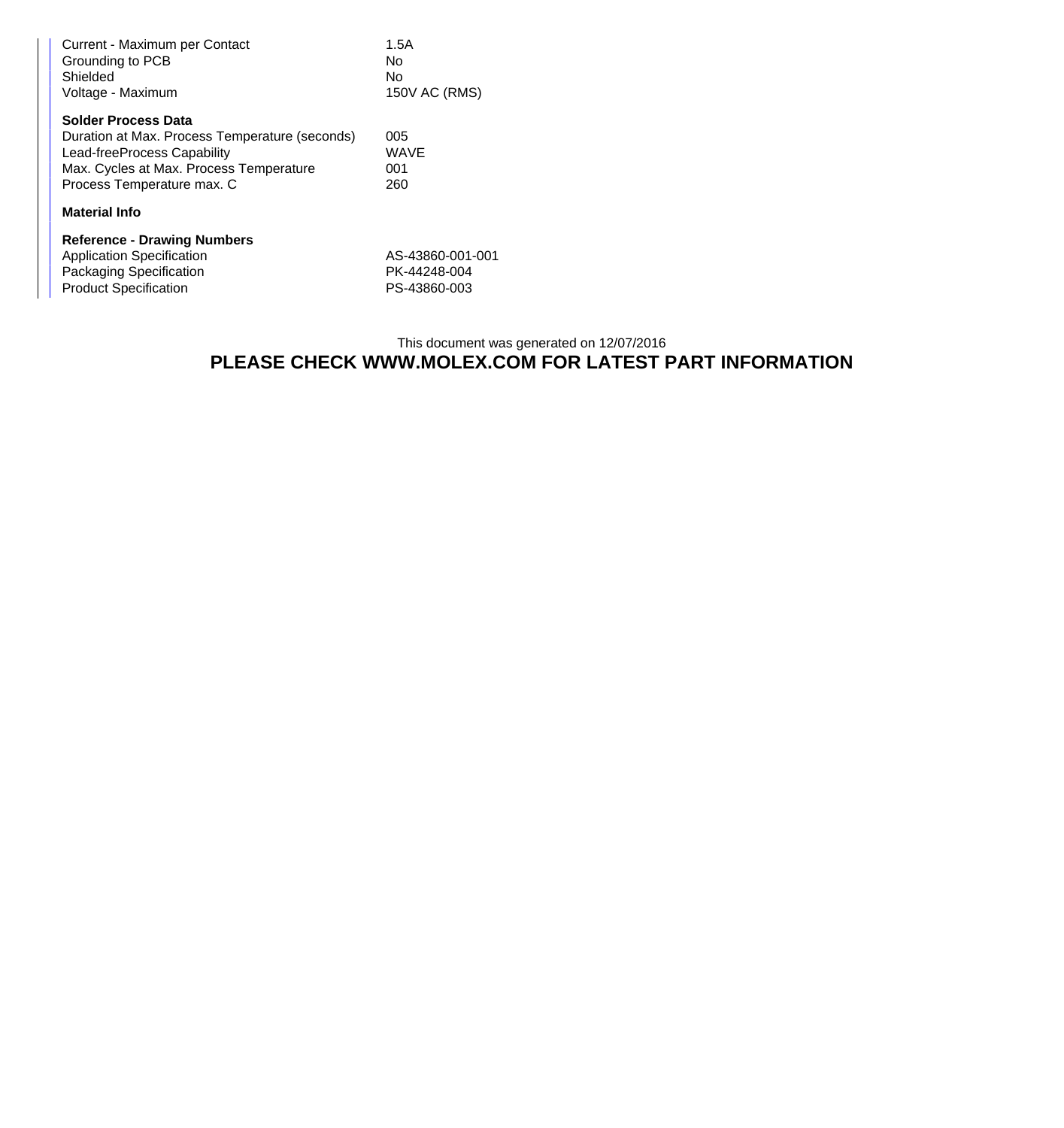| | |
|---|---|
| Current - Maximum per Contact | 1.5A |
| Grounding to PCB | No |
| Shielded | No |
| Voltage - Maximum | 150V AC (RMS) |

**Solder Process Data**

| | |
|---|---|
| Duration at Max. Process Temperature (seconds) | 005 |
| Lead-freeProcess Capability | WAVE |
| Max. Cycles at Max. Process Temperature | 001 |
| Process Temperature max. C | 260 |

**Material Info**

**Reference - Drawing Numbers**

| | |
|---|---|
| Application Specification | AS-43860-001-001 |
| Packaging Specification | PK-44248-004 |
| Product Specification | PS-43860-003 |

This document was generated on 12/07/2016

**PLEASE CHECK WWW.MOLEX.COM FOR LATEST PART INFORMATION**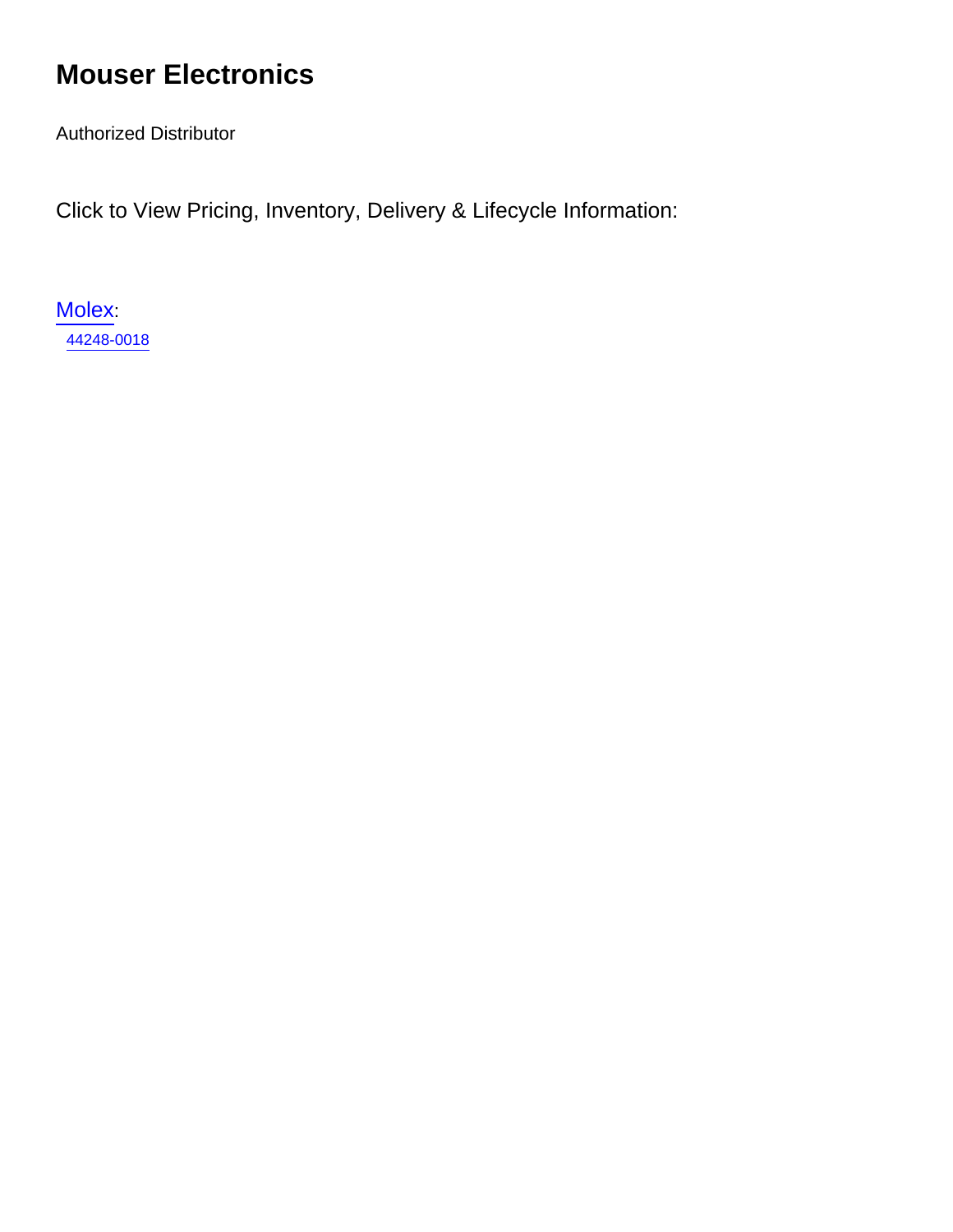# Mouser Electronics

Authorized Distributor

Click to View Pricing, Inventory, Delivery & Lifecycle Information:

Molex:

44248-0018